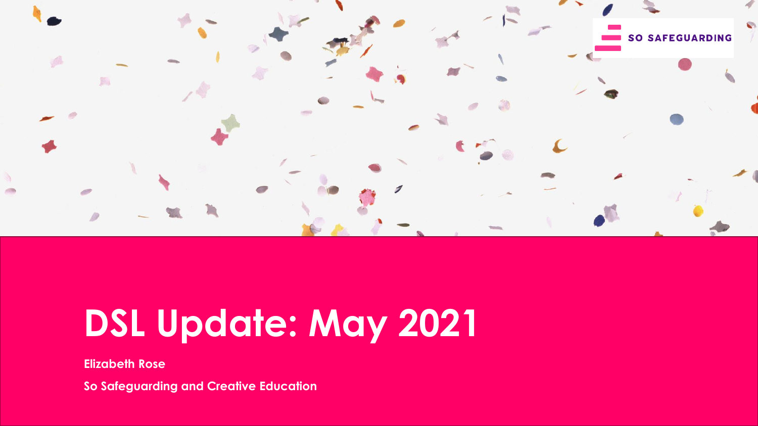SO SAFEGUARDING

# DSL Update: May 2021

**Elizabeth Rose**

**So Safeguarding and Creative Education**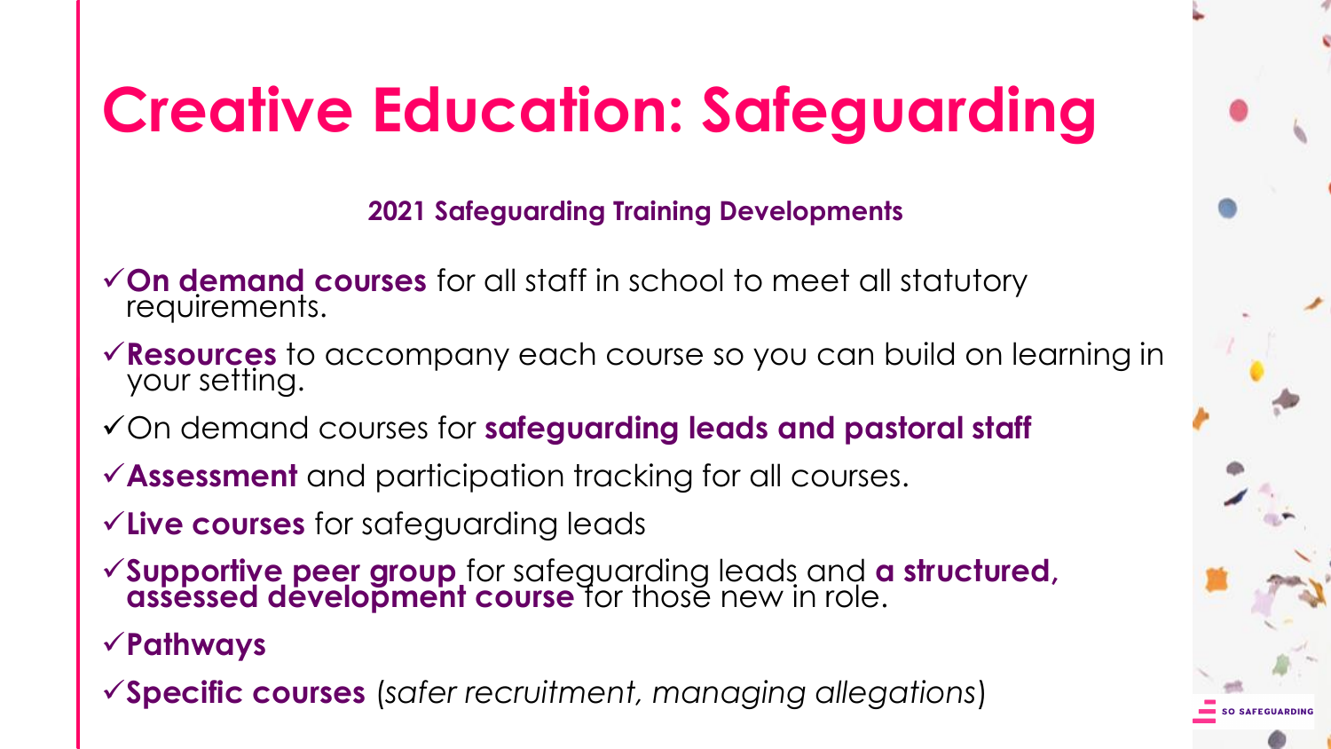# Creative Education: Safeguarding

**2021 Safeguarding Training Developments**

- ✓**On demand courses** for all staff in school to meet all statutory requirements.
- ✓**Resources** to accompany each course so you can build on learning in your setting.
- ✓On demand courses for **safeguarding leads and pastoral staff**
- ✓**Assessment** and participation tracking for all courses.
- ✓**Live courses** for safeguarding leads
- ✓**Supportive peer group** for safeguarding leads and **a structured, assessed development course** for those new in role.
- ✓**Pathways**
- ✓**Specific courses** (*safer recruitment, managing allegations*)

SO SAFEGUARDING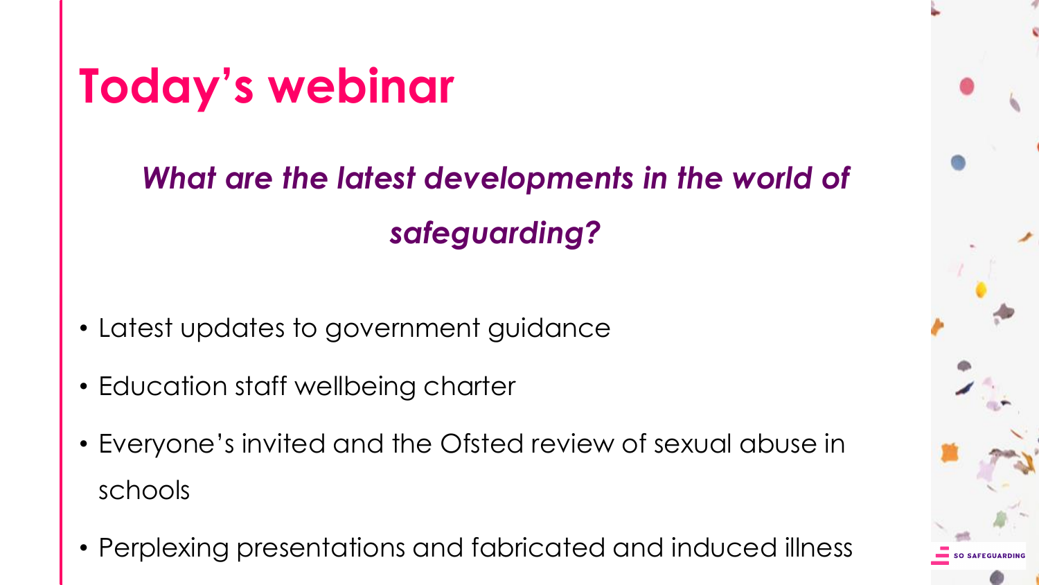# Today's webinar

***What are the latest developments in the world of safeguarding?***

- Latest updates to government guidance
- Education staff wellbeing charter
- Everyone's invited and the Ofsted review of sexual abuse in schools
- Perplexing presentations and fabricated and induced illness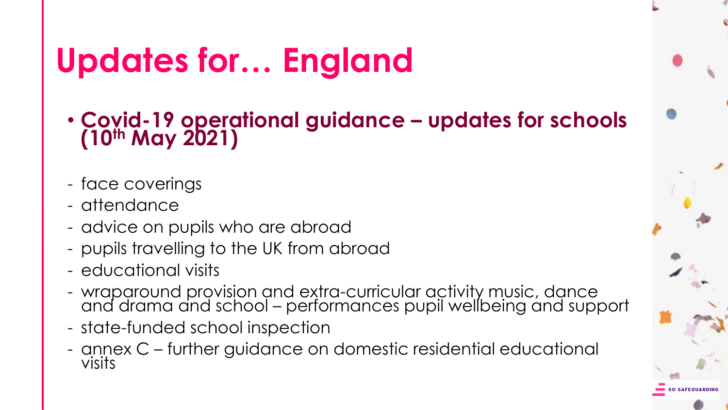# Updates for… England

- **Covid-19 operational guidance – updates for schools (10th May 2021)**

- face coverings
- attendance
- advice on pupils who are abroad
- pupils travelling to the UK from abroad
- educational visits
- wraparound provision and extra-curricular activity music, dance and drama and school – performances pupil wellbeing and support
- state-funded school inspection
- annex C – further guidance on domestic residential educational visits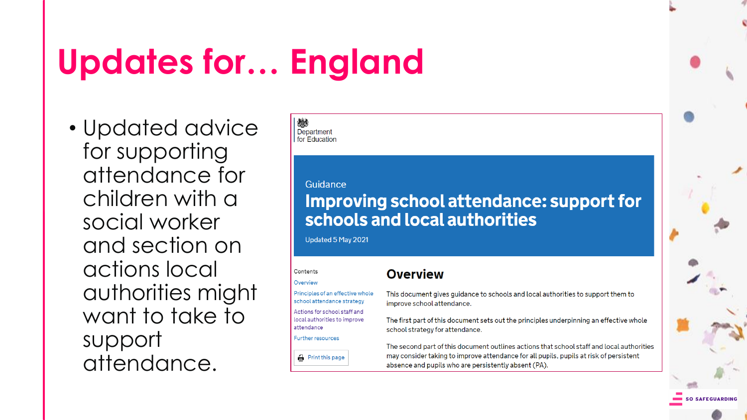# Updates for… England

- Updated advice for supporting attendance for children with a social worker and section on actions local authorities might want to take to support attendance.

Department for Education

Guidance

## Improving school attendance: support for schools and local authorities

Updated 5 May 2021

Contents

- Overview
- Principles of an effective whole school attendance strategy
- Actions for school staff and local authorities to improve attendance
- Further resources

Print this page

### Overview

This document gives guidance to schools and local authorities to support them to improve school attendance.

The first part of this document sets out the principles underpinning an effective whole school strategy for attendance.

The second part of this document outlines actions that school staff and local authorities may consider taking to improve attendance for all pupils, pupils at risk of persistent absence and pupils who are persistently absent (PA).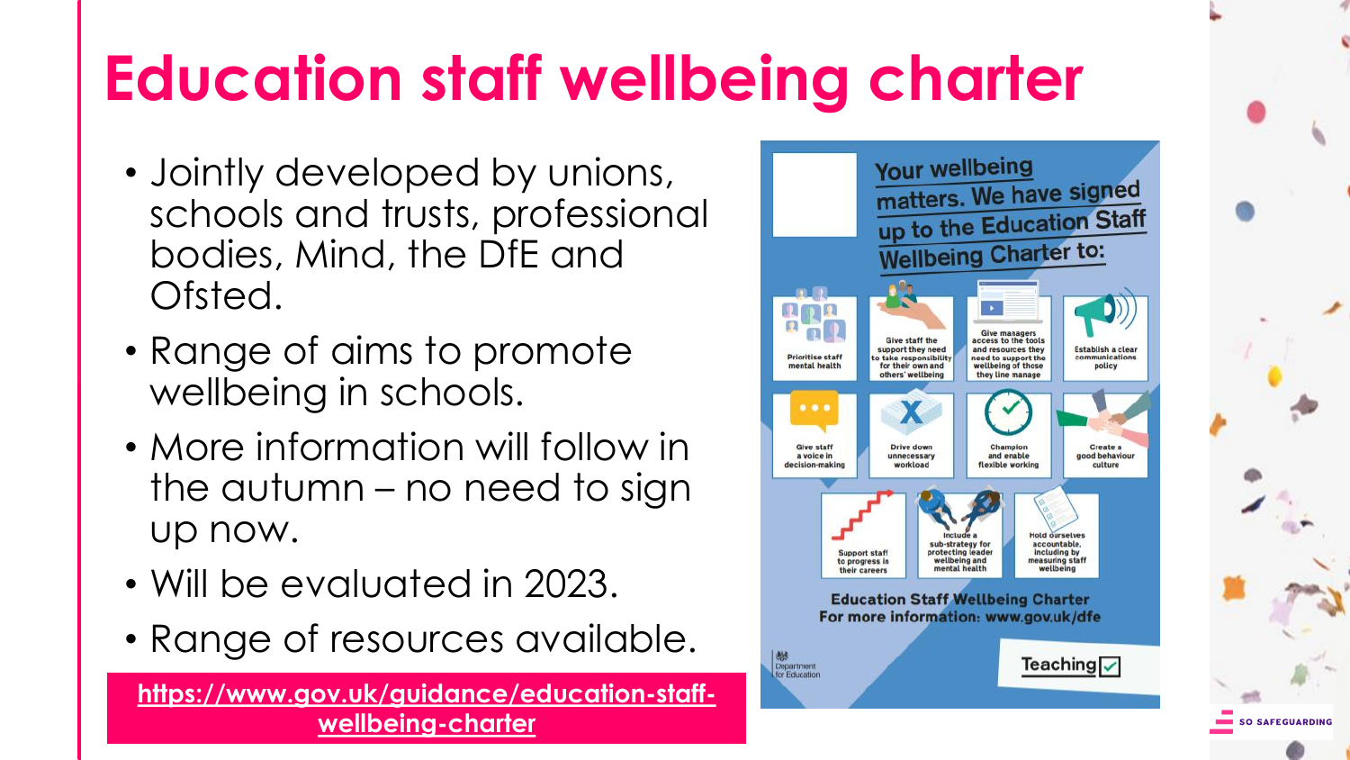# Education staff wellbeing charter

- Jointly developed by unions, schools and trusts, professional bodies, Mind, the DfE and Ofsted.
- Range of aims to promote wellbeing in schools.
- More information will follow in the autumn – no need to sign up now.
- Will be evaluated in 2023.
- Range of resources available.

https://www.gov.uk/guidance/education-staff-wellbeing-charter

## Your wellbeing matters. We have signed up to the Education Staff Wellbeing Charter to:

- Prioritise staff mental health
- Give staff the support they need to take responsibility for their own and others' wellbeing
- Give managers access to the tools and resources they need to support the wellbeing of those they line manage
- Establish a clear communications policy
- Give staff a voice in decision-making
- Drive down unnecessary workload
- Champion and enable flexible working
- Create a good behaviour culture
- Support staff to progress in their careers
- Include a sub-strategy for protecting leader wellbeing and mental health
- Hold ourselves accountable, including by measuring staff wellbeing

Education Staff Wellbeing Charter
For more information: www.gov.uk/dfe

Department for Education

Teaching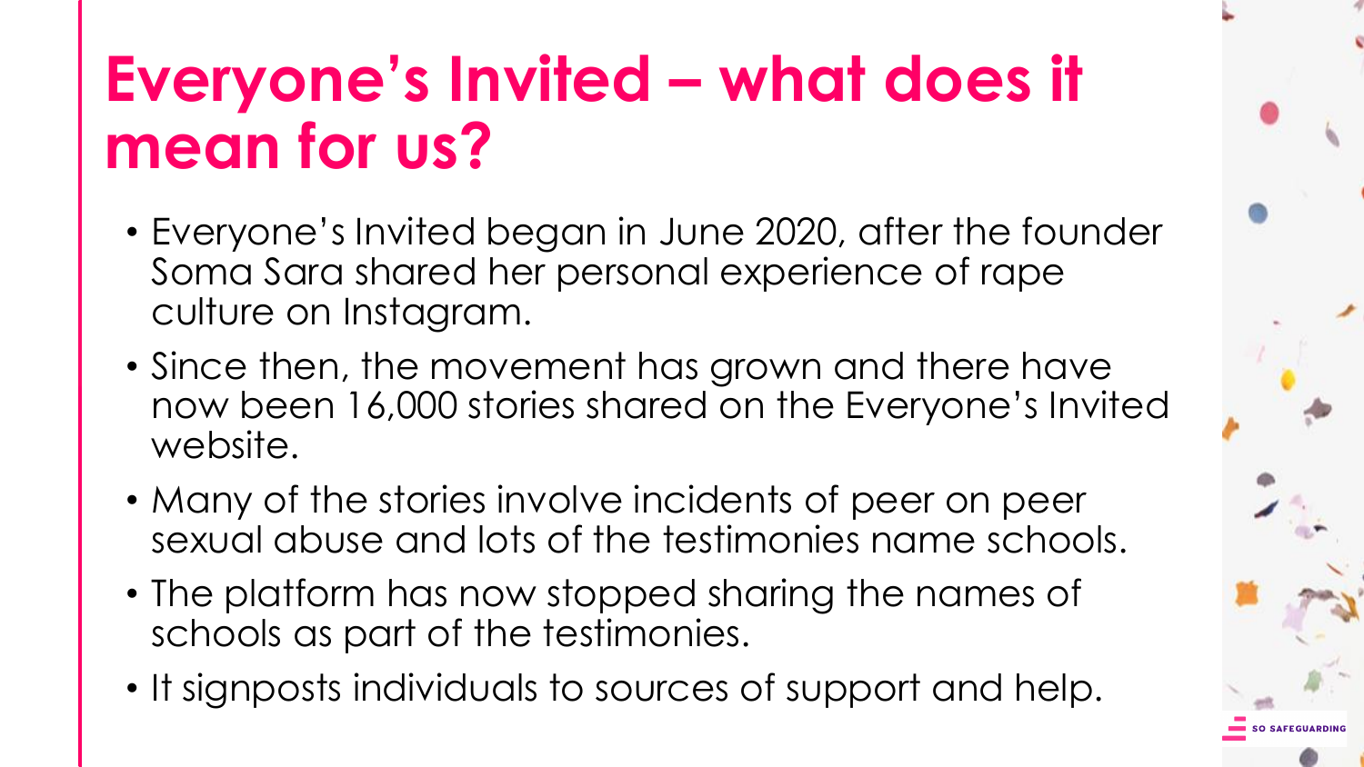# Everyone's Invited – what does it mean for us?

- Everyone's Invited began in June 2020, after the founder Soma Sara shared her personal experience of rape culture on Instagram.
- Since then, the movement has grown and there have now been 16,000 stories shared on the Everyone's Invited website.
- Many of the stories involve incidents of peer on peer sexual abuse and lots of the testimonies name schools.
- The platform has now stopped sharing the names of schools as part of the testimonies.
- It signposts individuals to sources of support and help.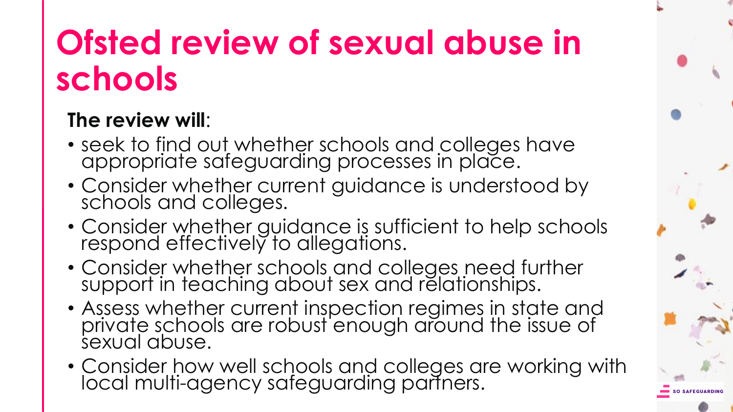# Ofsted review of sexual abuse in schools

**The review will**:

- seek to find out whether schools and colleges have appropriate safeguarding processes in place.
- Consider whether current guidance is understood by schools and colleges.
- Consider whether guidance is sufficient to help schools respond effectively to allegations.
- Consider whether schools and colleges need further support in teaching about sex and relationships.
- Assess whether current inspection regimes in state and private schools are robust enough around the issue of sexual abuse.
- Consider how well schools and colleges are working with local multi-agency safeguarding partners.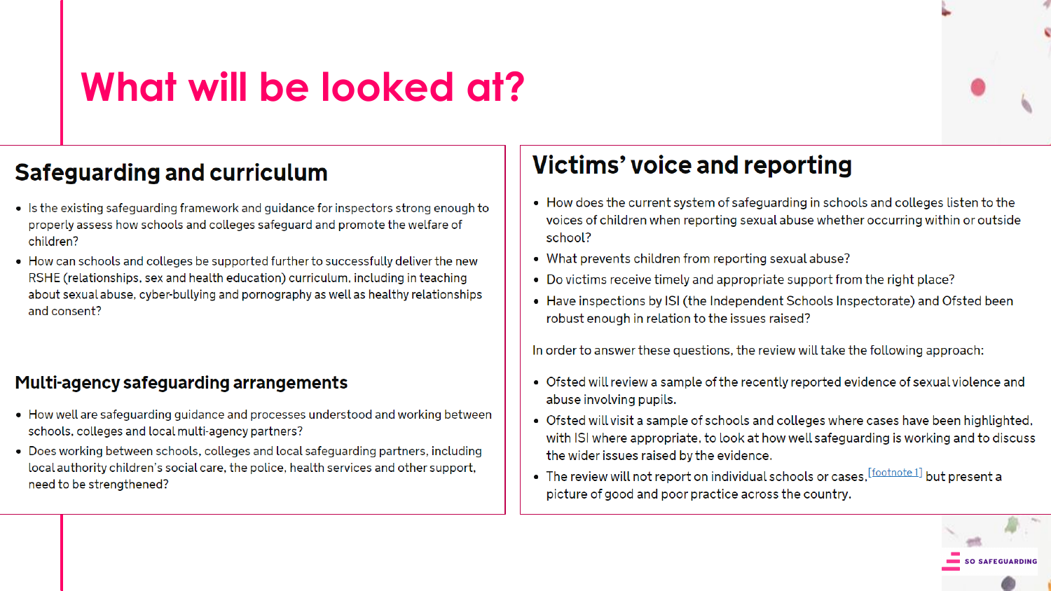# What will be looked at?

## Safeguarding and curriculum

- Is the existing safeguarding framework and guidance for inspectors strong enough to properly assess how schools and colleges safeguard and promote the welfare of children?
- How can schools and colleges be supported further to successfully deliver the new RSHE (relationships, sex and health education) curriculum, including in teaching about sexual abuse, cyber-bullying and pornography as well as healthy relationships and consent?

## Multi-agency safeguarding arrangements

- How well are safeguarding guidance and processes understood and working between schools, colleges and local multi-agency partners?
- Does working between schools, colleges and local safeguarding partners, including local authority children's social care, the police, health services and other support, need to be strengthened?

## Victims' voice and reporting

- How does the current system of safeguarding in schools and colleges listen to the voices of children when reporting sexual abuse whether occurring within or outside school?
- What prevents children from reporting sexual abuse?
- Do victims receive timely and appropriate support from the right place?
- Have inspections by ISI (the Independent Schools Inspectorate) and Ofsted been robust enough in relation to the issues raised?

In order to answer these questions, the review will take the following approach:

- Ofsted will review a sample of the recently reported evidence of sexual violence and abuse involving pupils.
- Ofsted will visit a sample of schools and colleges where cases have been highlighted, with ISI where appropriate, to look at how well safeguarding is working and to discuss the wider issues raised by the evidence.
- The review will not report on individual schools or cases,[footnote 1] but present a picture of good and poor practice across the country.

SO SAFEGUARDING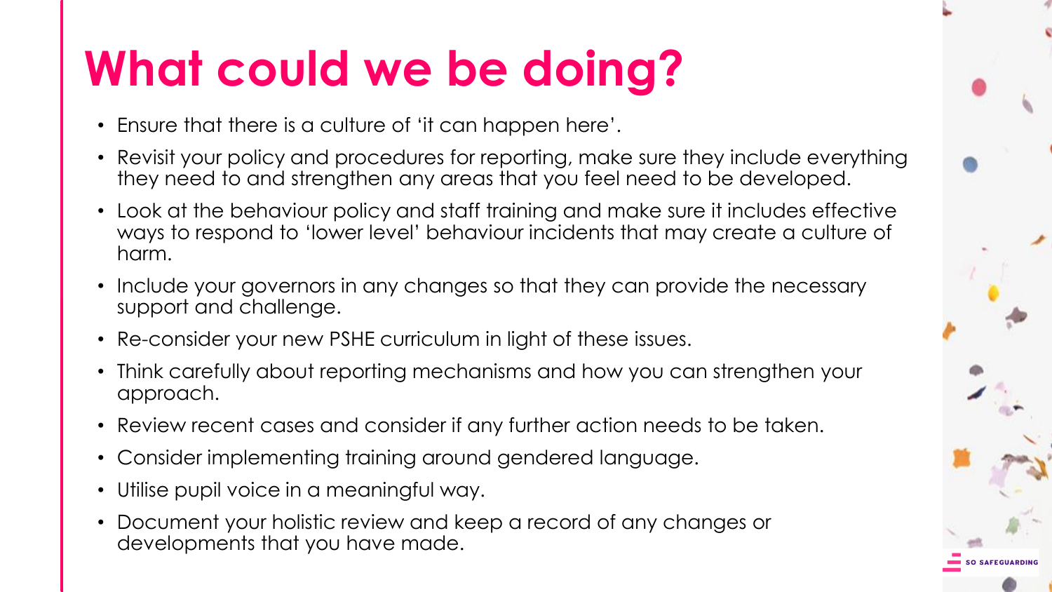# What could we be doing?

- Ensure that there is a culture of 'it can happen here'.
- Revisit your policy and procedures for reporting, make sure they include everything they need to and strengthen any areas that you feel need to be developed.
- Look at the behaviour policy and staff training and make sure it includes effective ways to respond to 'lower level' behaviour incidents that may create a culture of harm.
- Include your governors in any changes so that they can provide the necessary support and challenge.
- Re-consider your new PSHE curriculum in light of these issues.
- Think carefully about reporting mechanisms and how you can strengthen your approach.
- Review recent cases and consider if any further action needs to be taken.
- Consider implementing training around gendered language.
- Utilise pupil voice in a meaningful way.
- Document your holistic review and keep a record of any changes or developments that you have made.

SO SAFEGUARDING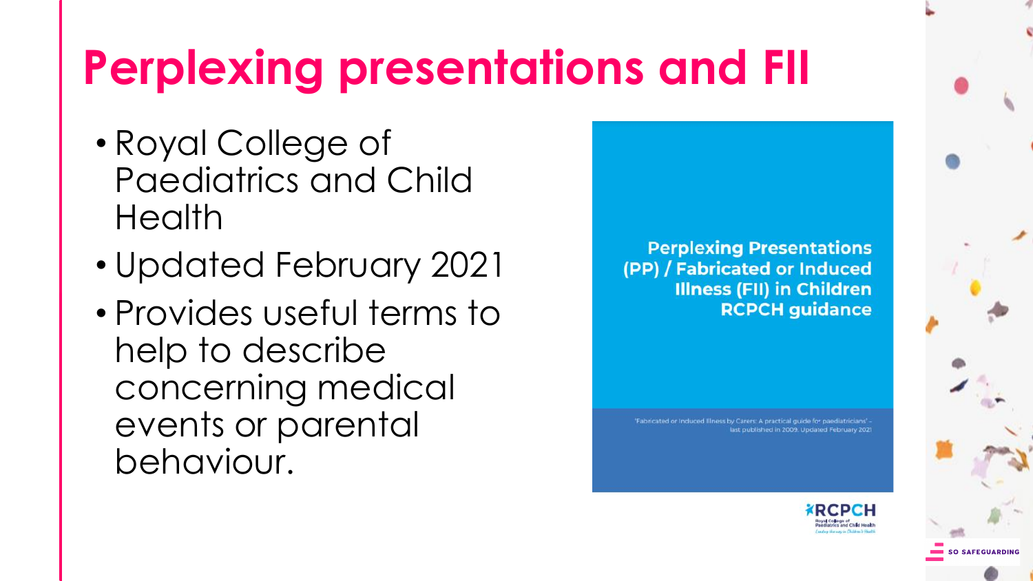# Perplexing presentations and FII

- Royal College of Paediatrics and Child Health
- Updated February 2021
- Provides useful terms to help to describe concerning medical events or parental behaviour.

**Perplexing Presentations (PP) / Fabricated or Induced Illness (FII) in Children RCPCH guidance**

'Fabricated or Induced Illness by Carers: A practical guide for paediatricians' – last published in 2009. Updated February 2021

RCPCH Royal College of Paediatrics and Child Health
Leading the way in Children's Health

SO SAFEGUARDING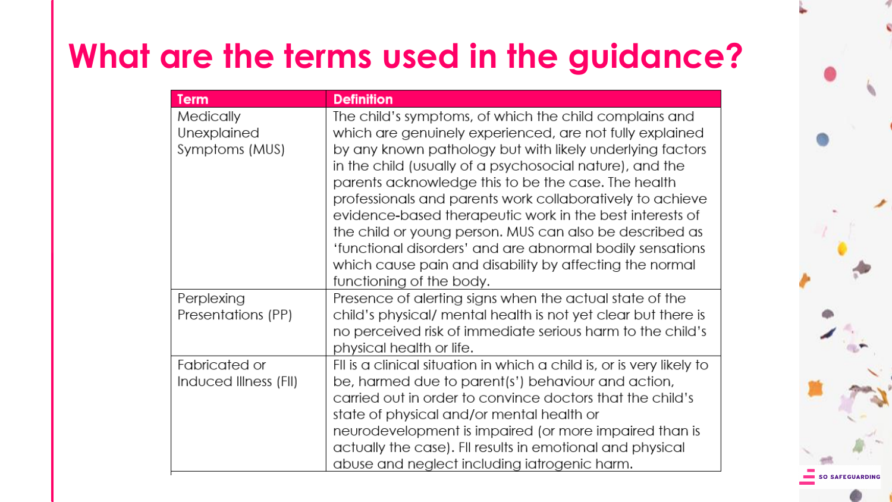# What are the terms used in the guidance?

| Term | Definition |
| --- | --- |
| Medically Unexplained Symptoms (MUS) | The child's symptoms, of which the child complains and which are genuinely experienced, are not fully explained by any known pathology but with likely underlying factors in the child (usually of a psychosocial nature), and the parents acknowledge this to be the case. The health professionals and parents work collaboratively to achieve evidence-based therapeutic work in the best interests of the child or young person. MUS can also be described as 'functional disorders' and are abnormal bodily sensations which cause pain and disability by affecting the normal functioning of the body. |
| Perplexing Presentations (PP) | Presence of alerting signs when the actual state of the child's physical/ mental health is not yet clear but there is no perceived risk of immediate serious harm to the child's physical health or life. |
| Fabricated or Induced Illness (FII) | FII is a clinical situation in which a child is, or is very likely to be, harmed due to parent(s') behaviour and action, carried out in order to convince doctors that the child's state of physical and/or mental health or neurodevelopment is impaired (or more impaired than is actually the case). FII results in emotional and physical abuse and neglect including iatrogenic harm. |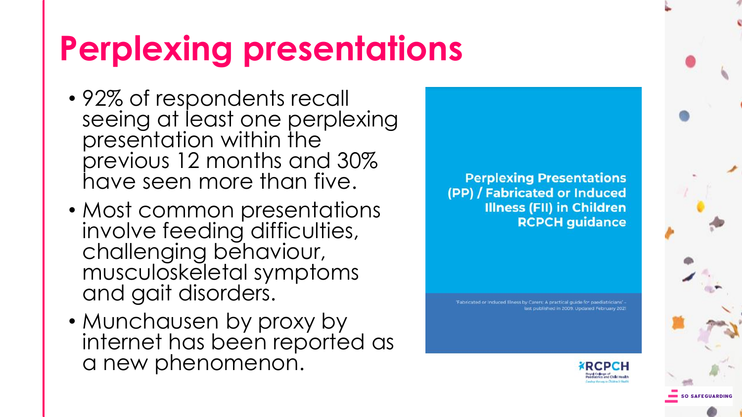# Perplexing presentations

- 92% of respondents recall seeing at least one perplexing presentation within the previous 12 months and 30% have seen more than five.
- Most common presentations involve feeding difficulties, challenging behaviour, musculoskeletal symptoms and gait disorders.
- Munchausen by proxy by internet has been reported as a new phenomenon.

**Perplexing Presentations (PP) / Fabricated or Induced Illness (FII) in Children RCPCH guidance**

'Fabricated or Induced Illness by Carers: A practical guide for paediatricians' – last published in 2009. Updated February 2021

RCPCH
Royal College of Paediatrics and Child Health
Leading the way in Children's Health

SO SAFEGUARDING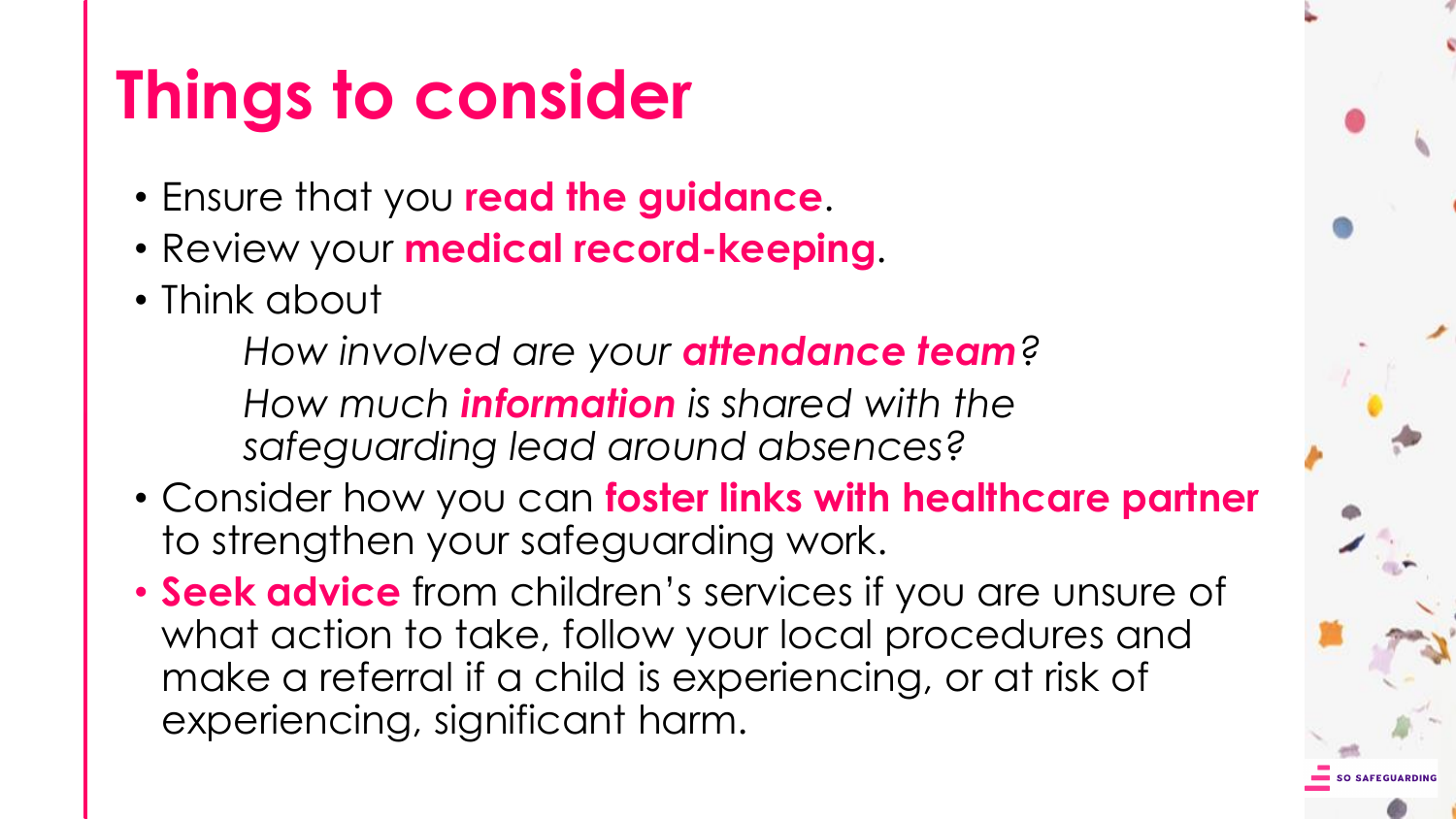# Things to consider

- Ensure that you **read the guidance**.
- Review your **medical record-keeping**.
- Think about

  *How involved are your **attendance team**?*

  *How much **information** is shared with the safeguarding lead around absences?*
- Consider how you can **foster links with healthcare partner** to strengthen your safeguarding work.
- **Seek advice** from children's services if you are unsure of what action to take, follow your local procedures and make a referral if a child is experiencing, or at risk of experiencing, significant harm.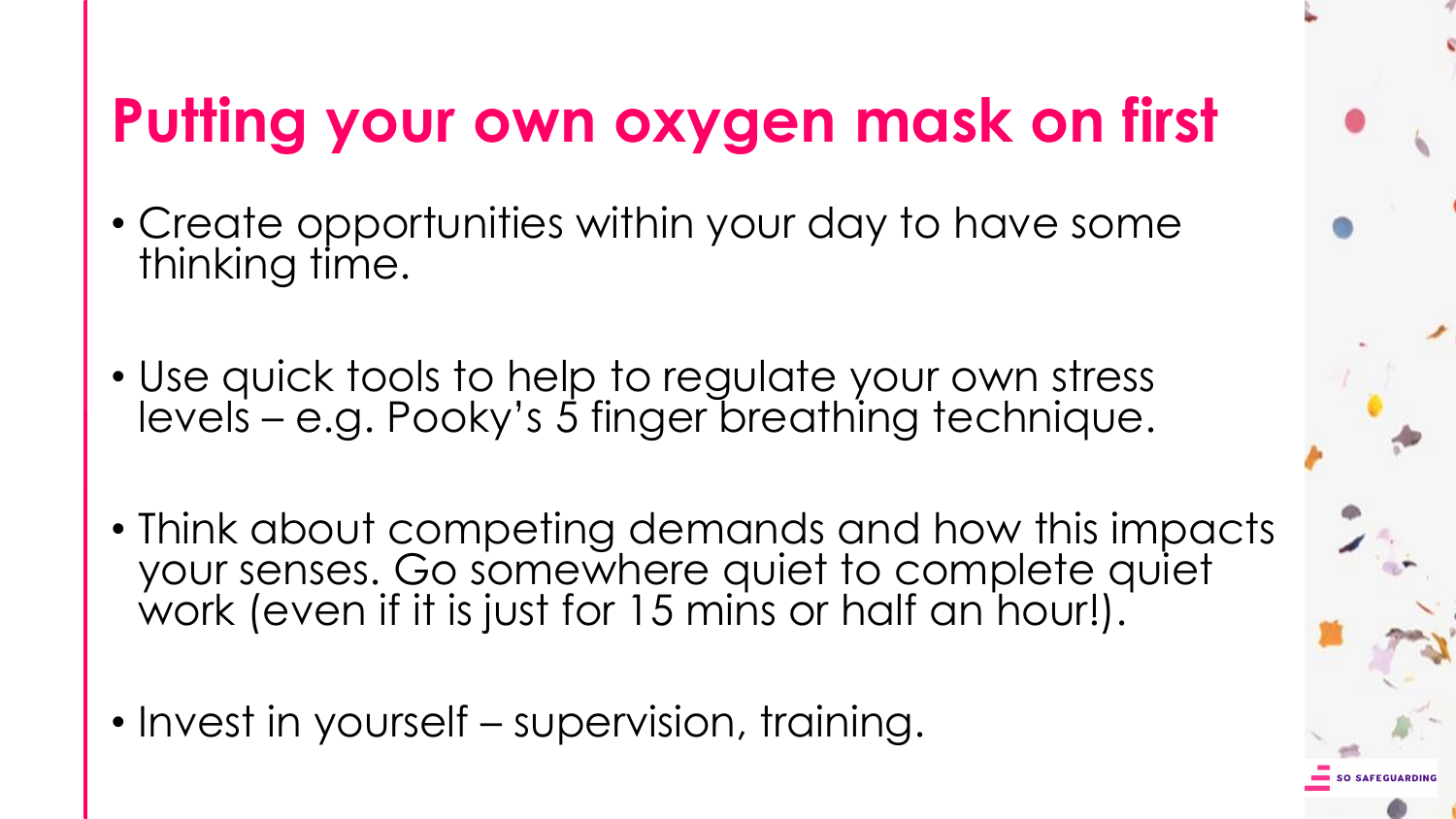# Putting your own oxygen mask on first

- Create opportunities within your day to have some thinking time.
- Use quick tools to help to regulate your own stress levels – e.g. Pooky's 5 finger breathing technique.
- Think about competing demands and how this impacts your senses. Go somewhere quiet to complete quiet work (even if it is just for 15 mins or half an hour!).
- Invest in yourself – supervision, training.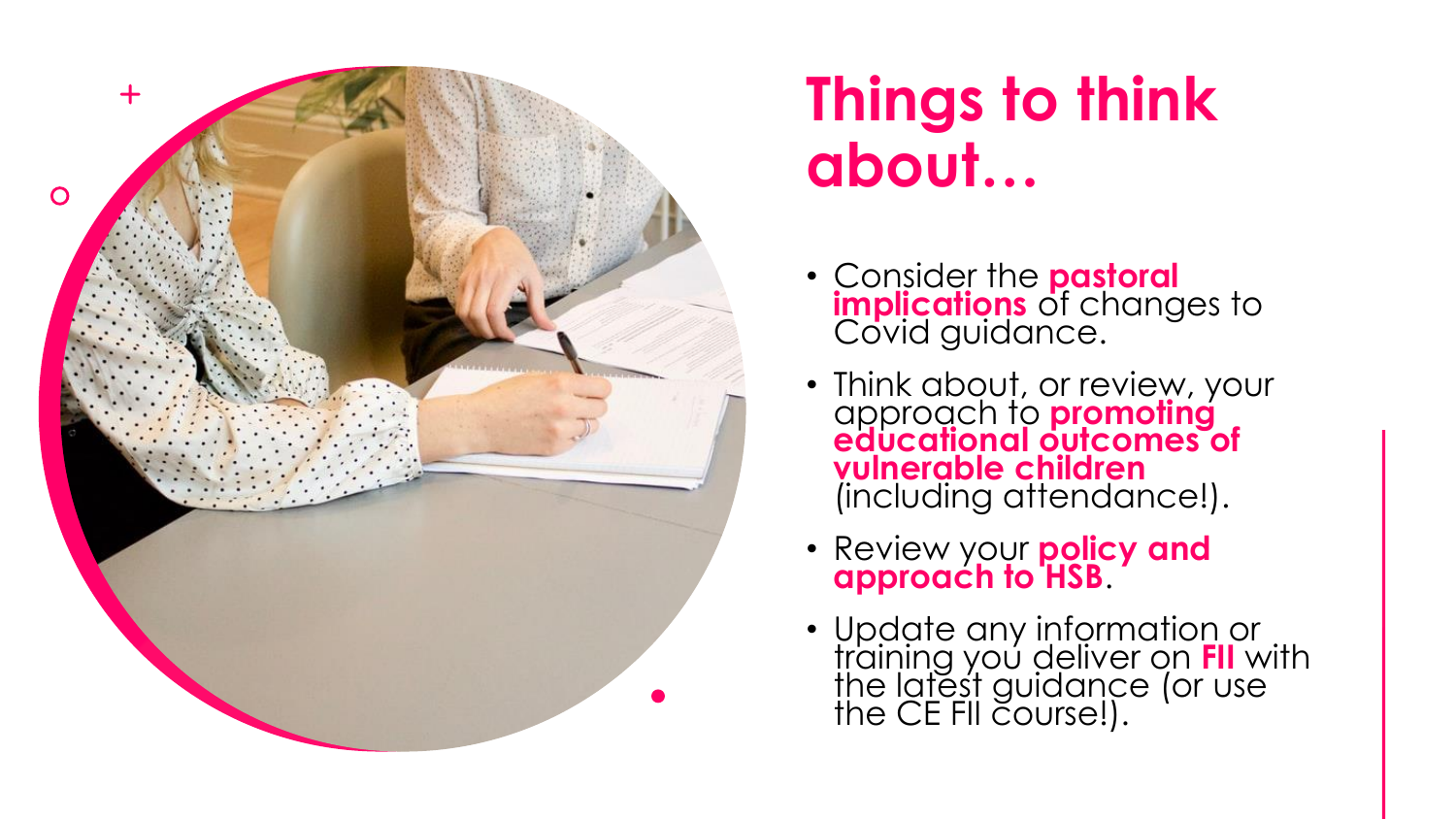# Things to think about…

- Consider the **pastoral implications** of changes to Covid guidance.
- Think about, or review, your approach to **promoting educational outcomes of vulnerable children** (including attendance!).
- Review your **policy and approach to HSB**.
- Update any information or training you deliver on **FII** with the latest guidance (or use the CE FII course!).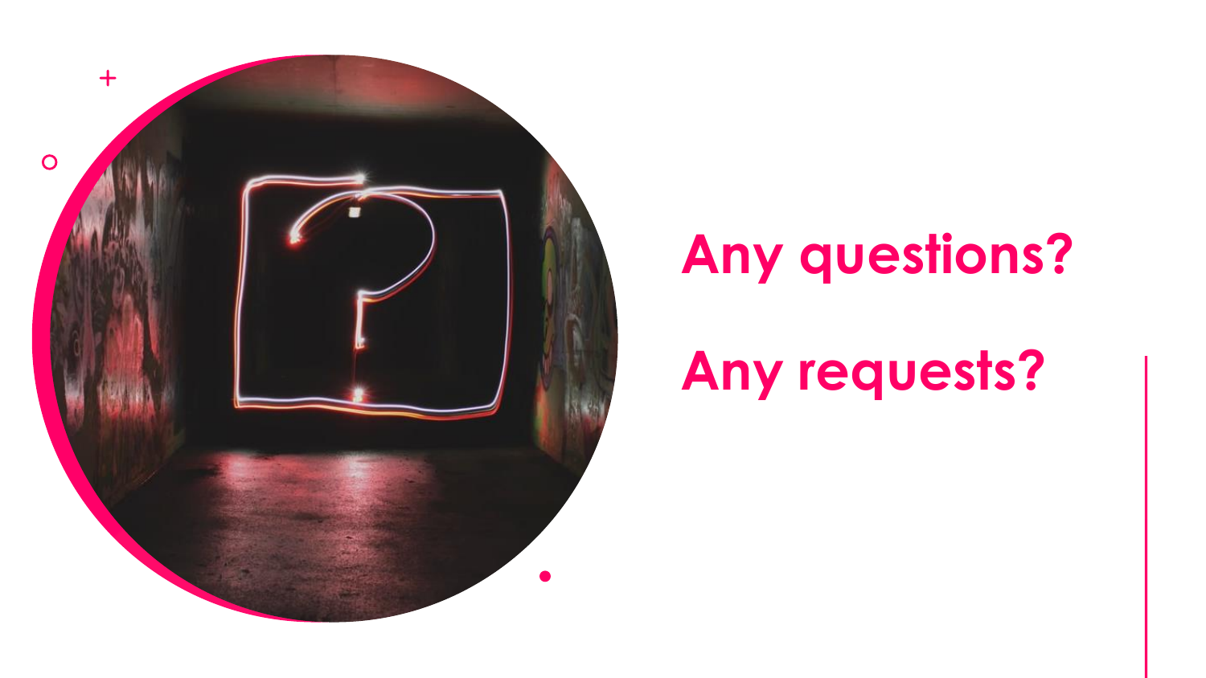Any questions?

Any requests?